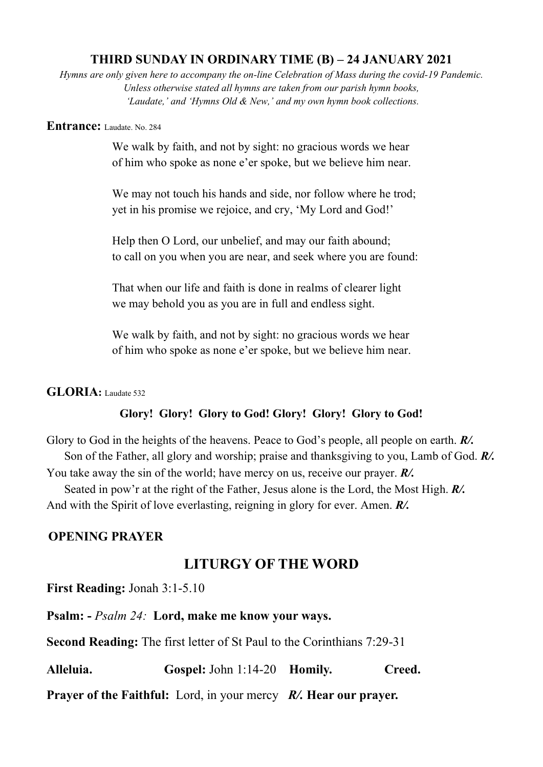**THIRD SUNDAY IN ORDINARY TIME (B) – 24 JANUARY 2021**

*Hymns are only given here to accompany the on-line Celebration of Mass during the covid-19 Pandemic. Unless otherwise stated all hymns are taken from our parish hymn books, 'Laudate,' and 'Hymns Old & New,' and my own hymn book collections.*

**Entrance:** Laudate. No. 284

We walk by faith, and not by sight: no gracious words we hear
of him who spoke as none e'er spoke, but we believe him near.

We may not touch his hands and side, nor follow where he trod;
yet in his promise we rejoice, and cry, 'My Lord and God!'

Help then O Lord, our unbelief, and may our faith abound;
to call on you when you are near, and seek where you are found:

That when our life and faith is done in realms of clearer light
we may behold you as you are in full and endless sight.

We walk by faith, and not by sight: no gracious words we hear
of him who spoke as none e'er spoke, but we believe him near.

**GLORIA:** Laudate 532

**Glory! Glory! Glory to God! Glory! Glory! Glory to God!**

Glory to God in the heights of the heavens. Peace to God's people, all people on earth. ***R/.***
Son of the Father, all glory and worship; praise and thanksgiving to you, Lamb of God. ***R/.***
You take away the sin of the world; have mercy on us, receive our prayer. ***R/.***
Seated in pow'r at the right of the Father, Jesus alone is the Lord, the Most High. ***R/.***
And with the Spirit of love everlasting, reigning in glory for ever. Amen. ***R/.***

**OPENING PRAYER**

## LITURGY OF THE WORD

**First Reading:** Jonah 3:1-5.10

**Psalm: -** *Psalm 24:* **Lord, make me know your ways.**

**Second Reading:** The first letter of St Paul to the Corinthians 7:29-31

**Alleluia.** **Gospel:** John 1:14-20 **Homily.** **Creed.**

**Prayer of the Faithful:** Lord, in your mercy ***R/.*** **Hear our prayer.**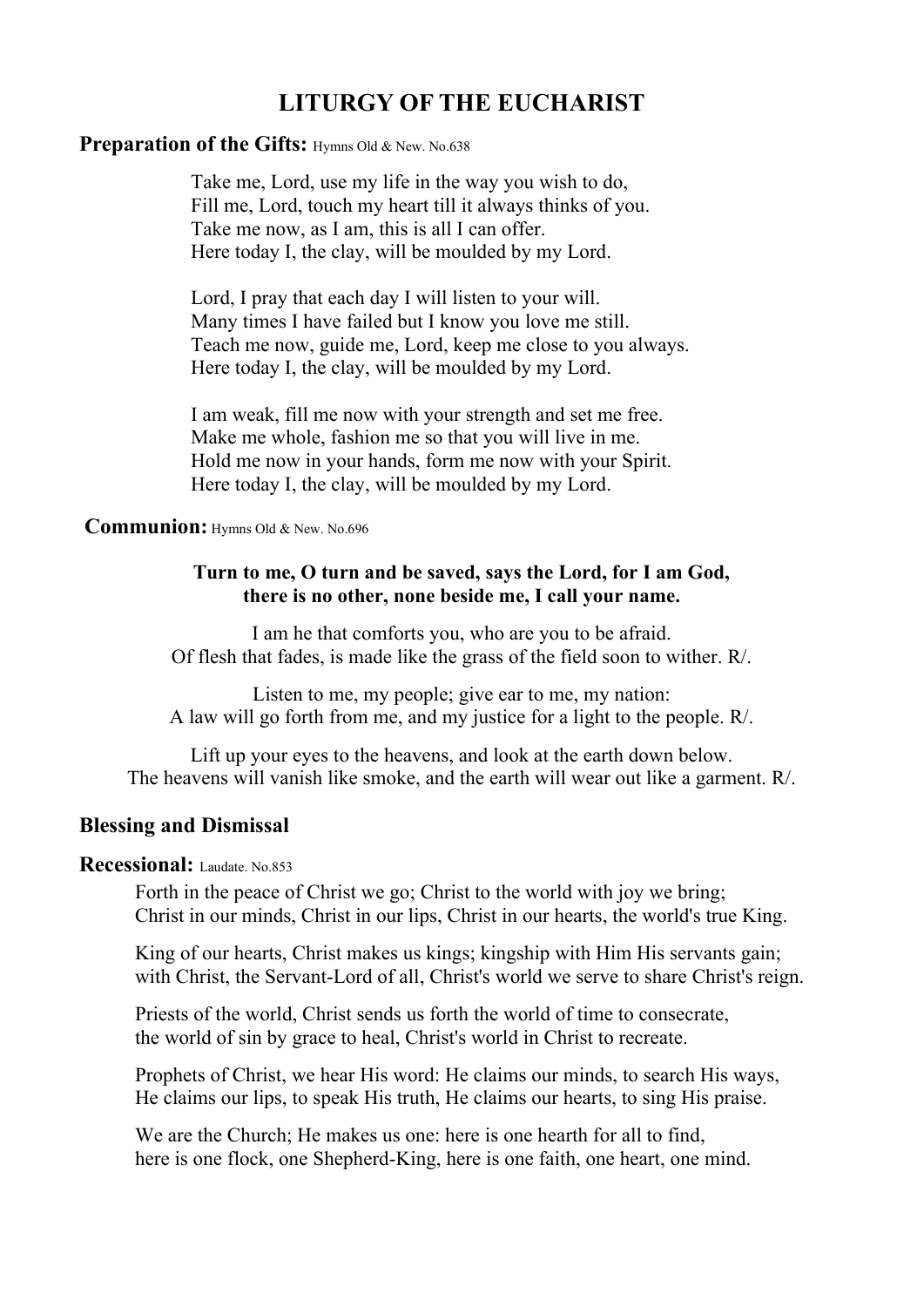# LITURGY OF THE EUCHARIST

**Preparation of the Gifts:** Hymns Old & New. No.638

Take me, Lord, use my life in the way you wish to do,
Fill me, Lord, touch my heart till it always thinks of you.
Take me now, as I am, this is all I can offer.
Here today I, the clay, will be moulded by my Lord.

Lord, I pray that each day I will listen to your will.
Many times I have failed but I know you love me still.
Teach me now, guide me, Lord, keep me close to you always.
Here today I, the clay, will be moulded by my Lord.

I am weak, fill me now with your strength and set me free.
Make me whole, fashion me so that you will live in me.
Hold me now in your hands, form me now with your Spirit.
Here today I, the clay, will be moulded by my Lord.

**Communion:** Hymns Old & New. No.696

**Turn to me, O turn and be saved, says the Lord, for I am God,**
**there is no other, none beside me, I call your name.**

I am he that comforts you, who are you to be afraid.
Of flesh that fades, is made like the grass of the field soon to wither. R/.

Listen to me, my people; give ear to me, my nation:
A law will go forth from me, and my justice for a light to the people. R/.

Lift up your eyes to the heavens, and look at the earth down below.
The heavens will vanish like smoke, and the earth will wear out like a garment. R/.

**Blessing and Dismissal**

**Recessional:** Laudate. No.853

Forth in the peace of Christ we go; Christ to the world with joy we bring;
Christ in our minds, Christ in our lips, Christ in our hearts, the world's true King.

King of our hearts, Christ makes us kings; kingship with Him His servants gain;
with Christ, the Servant-Lord of all, Christ's world we serve to share Christ's reign.

Priests of the world, Christ sends us forth the world of time to consecrate,
the world of sin by grace to heal, Christ's world in Christ to recreate.

Prophets of Christ, we hear His word: He claims our minds, to search His ways,
He claims our lips, to speak His truth, He claims our hearts, to sing His praise.

We are the Church; He makes us one: here is one hearth for all to find,
here is one flock, one Shepherd-King, here is one faith, one heart, one mind.